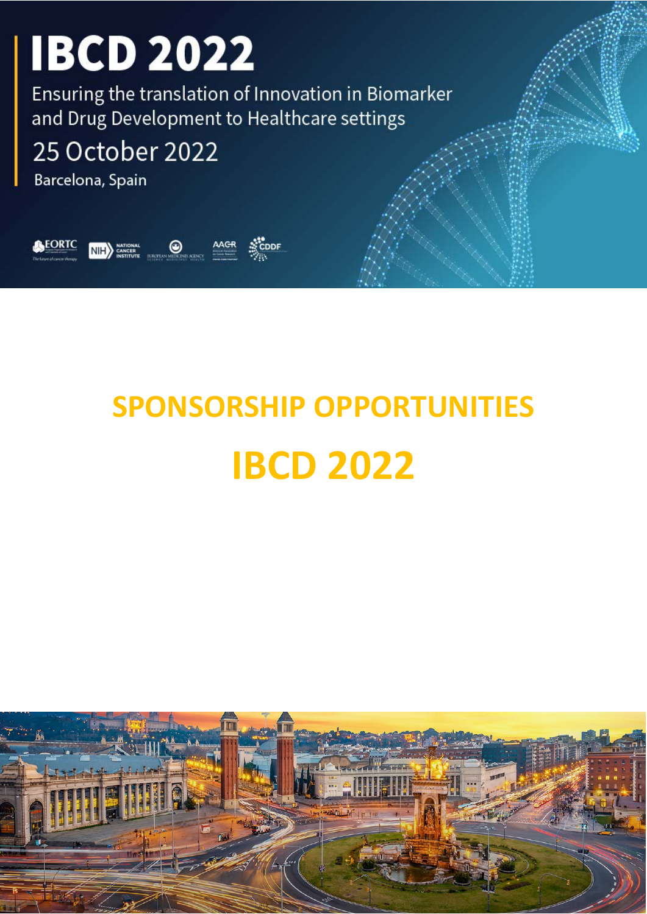# IBCD 2022

Ensuring the translation of Innovation in Biomarker and Drug Development to Healthcare settings

25 October 2022

Barcelona, Spain

## SPONSORSHIP OPPORTUNITIES

## IBCD 2022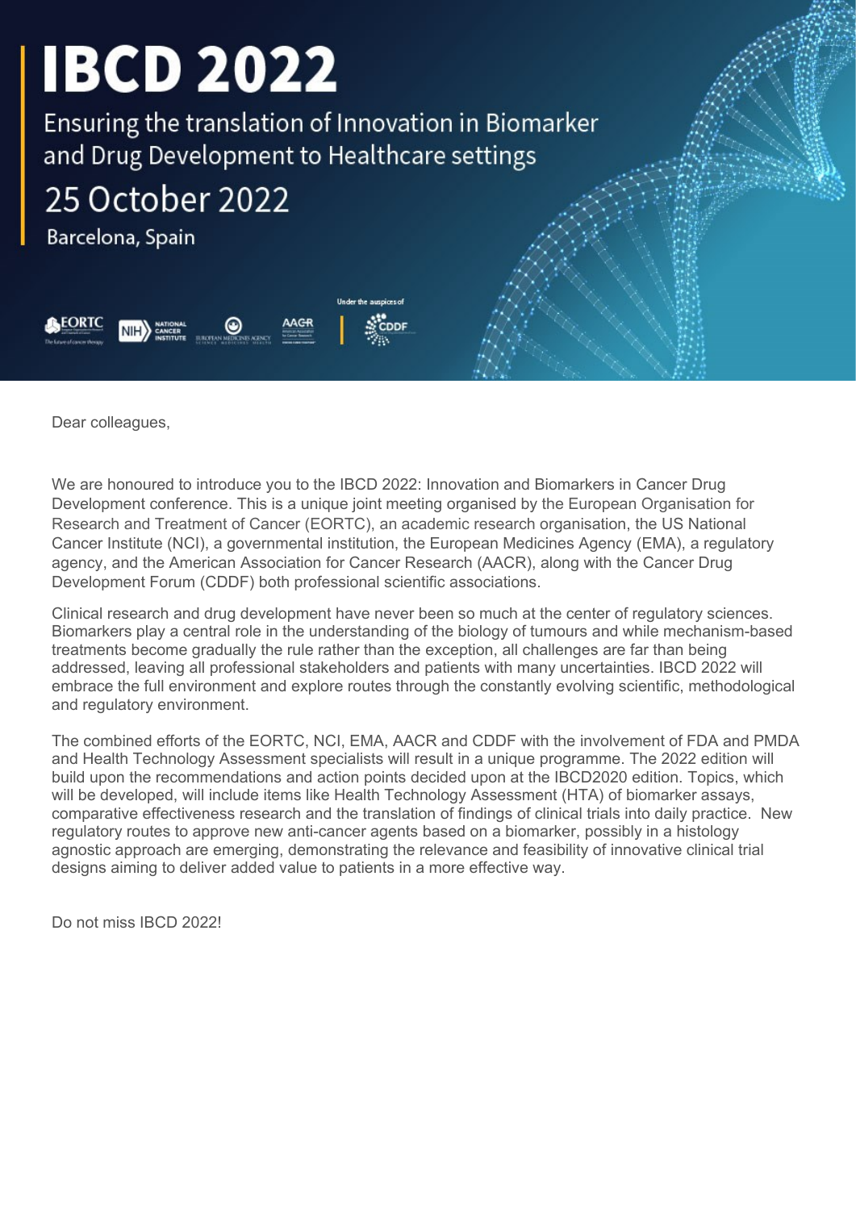# IBCD 2022

Ensuring the translation of Innovation in Biomarker and Drug Development to Healthcare settings

## 25 October 2022

Barcelona, Spain

Under the auspices of

Dear colleagues,

We are honoured to introduce you to the IBCD 2022: Innovation and Biomarkers in Cancer Drug Development conference. This is a unique joint meeting organised by the European Organisation for Research and Treatment of Cancer (EORTC), an academic research organisation, the US National Cancer Institute (NCI), a governmental institution, the European Medicines Agency (EMA), a regulatory agency, and the American Association for Cancer Research (AACR), along with the Cancer Drug Development Forum (CDDF) both professional scientific associations.

Clinical research and drug development have never been so much at the center of regulatory sciences. Biomarkers play a central role in the understanding of the biology of tumours and while mechanism-based treatments become gradually the rule rather than the exception, all challenges are far than being addressed, leaving all professional stakeholders and patients with many uncertainties. IBCD 2022 will embrace the full environment and explore routes through the constantly evolving scientific, methodological and regulatory environment.

The combined efforts of the EORTC, NCI, EMA, AACR and CDDF with the involvement of FDA and PMDA and Health Technology Assessment specialists will result in a unique programme. The 2022 edition will build upon the recommendations and action points decided upon at the IBCD2020 edition. Topics, which will be developed, will include items like Health Technology Assessment (HTA) of biomarker assays, comparative effectiveness research and the translation of findings of clinical trials into daily practice. New regulatory routes to approve new anti-cancer agents based on a biomarker, possibly in a histology agnostic approach are emerging, demonstrating the relevance and feasibility of innovative clinical trial designs aiming to deliver added value to patients in a more effective way.

Do not miss IBCD 2022!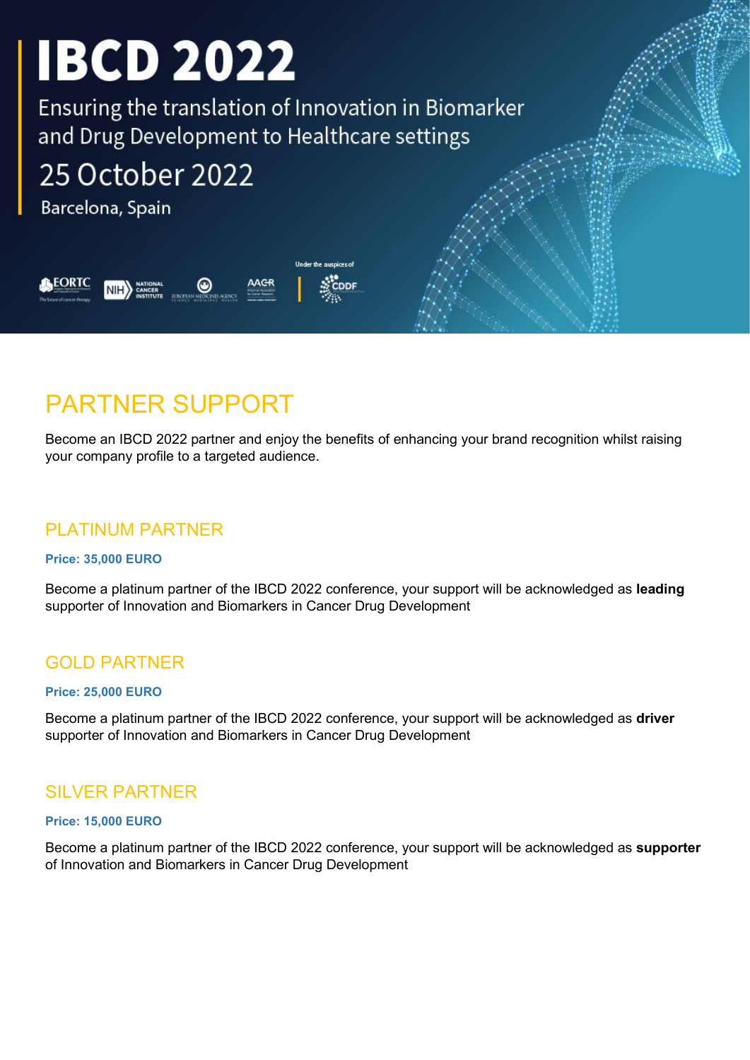# IBCD 2022

Ensuring the translation of Innovation in Biomarker and Drug Development to Healthcare settings

25 October 2022

Barcelona, Spain

Under the auspices of

## PARTNER SUPPORT

Become an IBCD 2022 partner and enjoy the benefits of enhancing your brand recognition whilst raising your company profile to a targeted audience.

### PLATINUM PARTNER

**Price: 35,000 EURO**

Become a platinum partner of the IBCD 2022 conference, your support will be acknowledged as **leading** supporter of Innovation and Biomarkers in Cancer Drug Development

### GOLD PARTNER

**Price: 25,000 EURO**

Become a platinum partner of the IBCD 2022 conference, your support will be acknowledged as **driver** supporter of Innovation and Biomarkers in Cancer Drug Development

### SILVER PARTNER

**Price: 15,000 EURO**

Become a platinum partner of the IBCD 2022 conference, your support will be acknowledged as **supporter** of Innovation and Biomarkers in Cancer Drug Development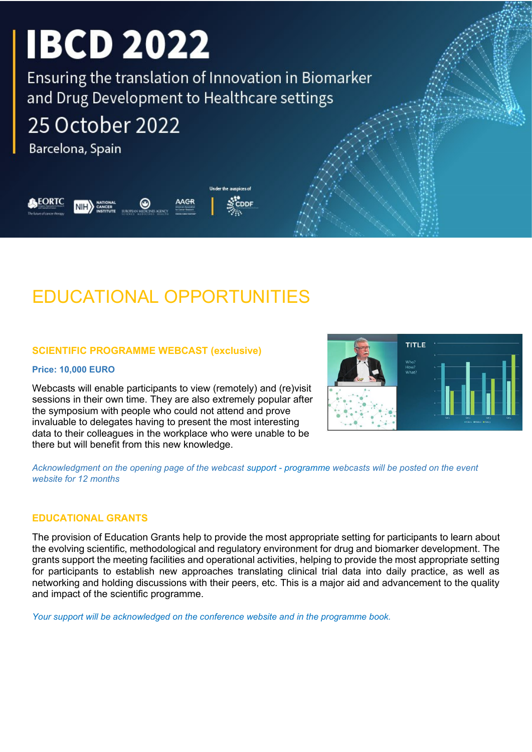# IBCD 2022

Ensuring the translation of Innovation in Biomarker and Drug Development to Healthcare settings

25 October 2022

Barcelona, Spain

Under the auspices of

# EDUCATIONAL OPPORTUNITIES

### SCIENTIFIC PROGRAMME WEBCAST (exclusive)

**Price: 10,000 EURO**

Webcasts will enable participants to view (remotely) and (re)visit sessions in their own time. They are also extremely popular after the symposium with people who could not attend and prove invaluable to delegates having to present the most interesting data to their colleagues in the workplace who were unable to be there but will benefit from this new knowledge.

*Acknowledgment on the opening page of the webcast support - programme webcasts will be posted on the event website for 12 months*

### EDUCATIONAL GRANTS

The provision of Education Grants help to provide the most appropriate setting for participants to learn about the evolving scientific, methodological and regulatory environment for drug and biomarker development. The grants support the meeting facilities and operational activities, helping to provide the most appropriate setting for participants to establish new approaches translating clinical trial data into daily practice, as well as networking and holding discussions with their peers, etc. This is a major aid and advancement to the quality and impact of the scientific programme.

*Your support will be acknowledged on the conference website and in the programme book.*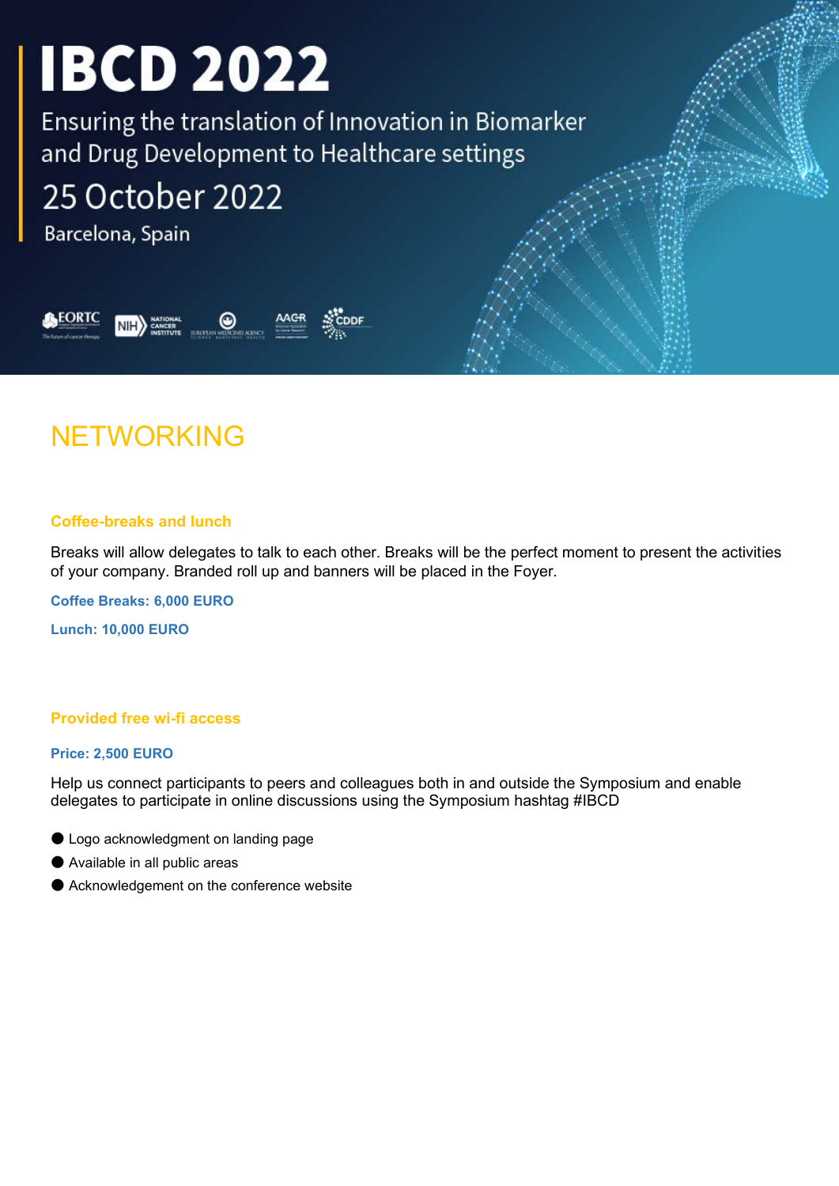# IBCD 2022

Ensuring the translation of Innovation in Biomarker and Drug Development to Healthcare settings

25 October 2022

Barcelona, Spain

## NETWORKING

### Coffee-breaks and lunch

Breaks will allow delegates to talk to each other. Breaks will be the perfect moment to present the activities of your company. Branded roll up and banners will be placed in the Foyer.

**Coffee Breaks: 6,000 EURO**

**Lunch: 10,000 EURO**

### Provided free wi-fi access

**Price: 2,500 EURO**

Help us connect participants to peers and colleagues both in and outside the Symposium and enable delegates to participate in online discussions using the Symposium hashtag #IBCD

- Logo acknowledgment on landing page
- Available in all public areas
- Acknowledgement on the conference website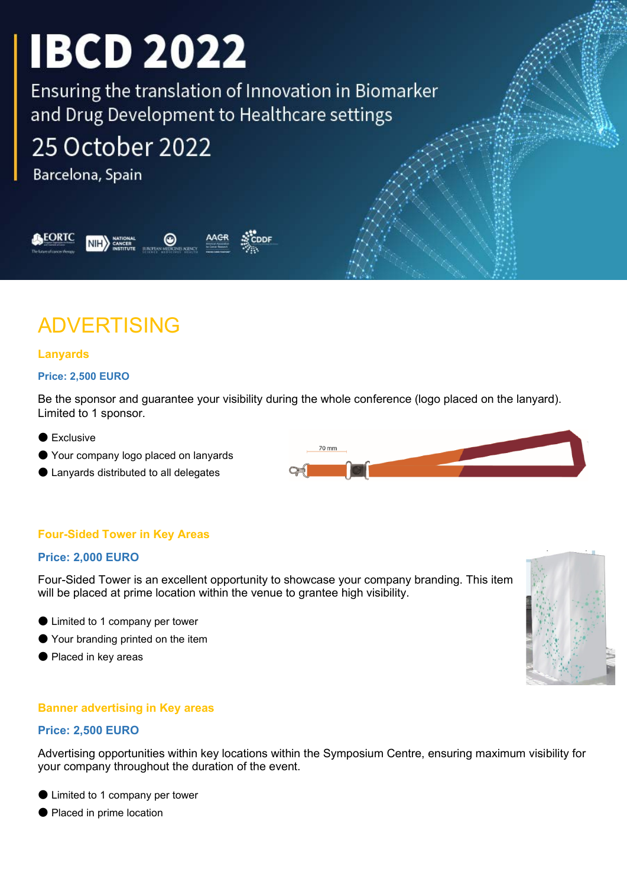# IBCD 2022

Ensuring the translation of Innovation in Biomarker and Drug Development to Healthcare settings

25 October 2022

Barcelona, Spain

## ADVERTISING

### Lanyards

**Price: 2,500 EURO**

Be the sponsor and guarantee your visibility during the whole conference (logo placed on the lanyard). Limited to 1 sponsor.

- Exclusive
- Your company logo placed on lanyards
- Lanyards distributed to all delegates

70 mm

### Four-Sided Tower in Key Areas

**Price: 2,000 EURO**

Four-Sided Tower is an excellent opportunity to showcase your company branding. This item will be placed at prime location within the venue to grantee high visibility.

- Limited to 1 company per tower
- Your branding printed on the item
- Placed in key areas

### Banner advertising in Key areas

**Price: 2,500 EURO**

Advertising opportunities within key locations within the Symposium Centre, ensuring maximum visibility for your company throughout the duration of the event.

- Limited to 1 company per tower
- Placed in prime location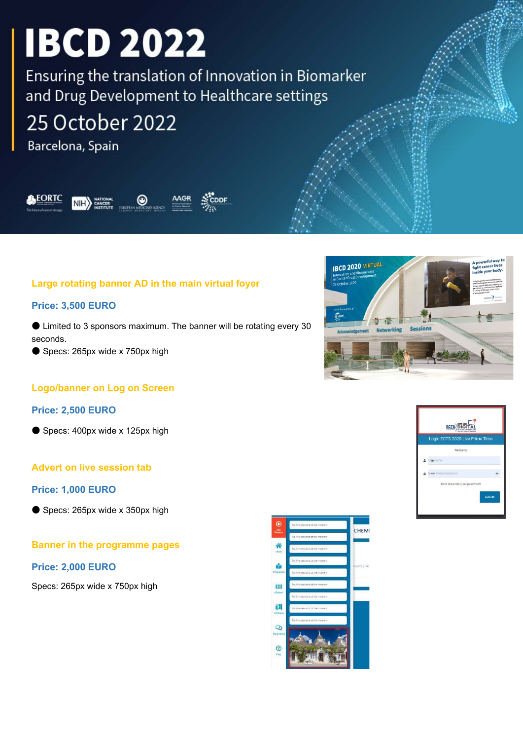# IBCD 2022

Ensuring the translation of Innovation in Biomarker and Drug Development to Healthcare settings

25 October 2022

Barcelona, Spain

### Large rotating banner AD in the main virtual foyer

**Price: 3,500 EURO**

- Limited to 3 sponsors maximum. The banner will be rotating every 30 seconds.
- Specs: 265px wide x 750px high

### Logo/banner on Log on Screen

**Price: 2,500 EURO**

- Specs: 400px wide x 125px high

### Advert on live session tab

**Price: 1,000 EURO**

- Specs: 265px wide x 350px high

### Banner in the programme pages

**Price: 2,000 EURO**

Specs: 265px wide x 750px high